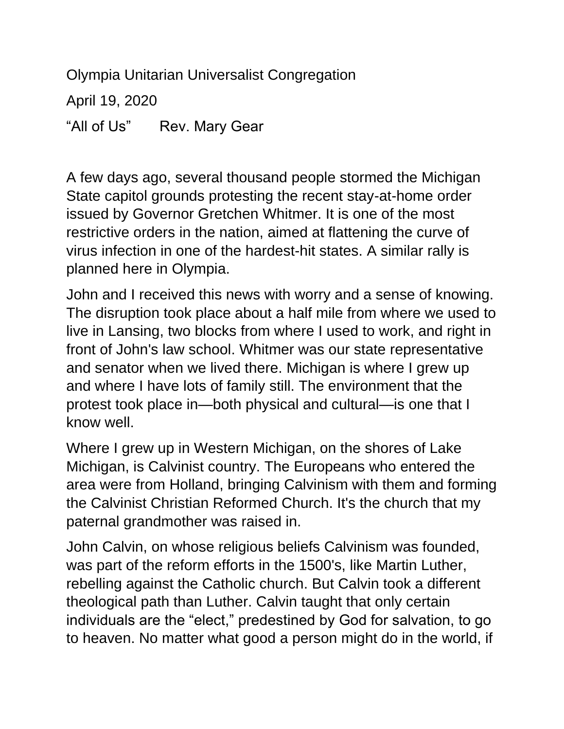Olympia Unitarian Universalist Congregation

April 19, 2020

"All of Us"  Rev. Mary Gear

A few days ago, several thousand people stormed the Michigan State capitol grounds protesting the recent stay-at-home order issued by Governor Gretchen Whitmer. It is one of the most restrictive orders in the nation, aimed at flattening the curve of virus infection in one of the hardest-hit states. A similar rally is planned here in Olympia.

John and I received this news with worry and a sense of knowing. The disruption took place about a half mile from where we used to live in Lansing, two blocks from where I used to work, and right in front of John's law school. Whitmer was our state representative and senator when we lived there. Michigan is where I grew up and where I have lots of family still. The environment that the protest took place in—both physical and cultural—is one that I know well.

Where I grew up in Western Michigan, on the shores of Lake Michigan, is Calvinist country. The Europeans who entered the area were from Holland, bringing Calvinism with them and forming the Calvinist Christian Reformed Church. It's the church that my paternal grandmother was raised in.

John Calvin, on whose religious beliefs Calvinism was founded, was part of the reform efforts in the 1500's, like Martin Luther, rebelling against the Catholic church. But Calvin took a different theological path than Luther. Calvin taught that only certain individuals are the "elect," predestined by God for salvation, to go to heaven. No matter what good a person might do in the world, if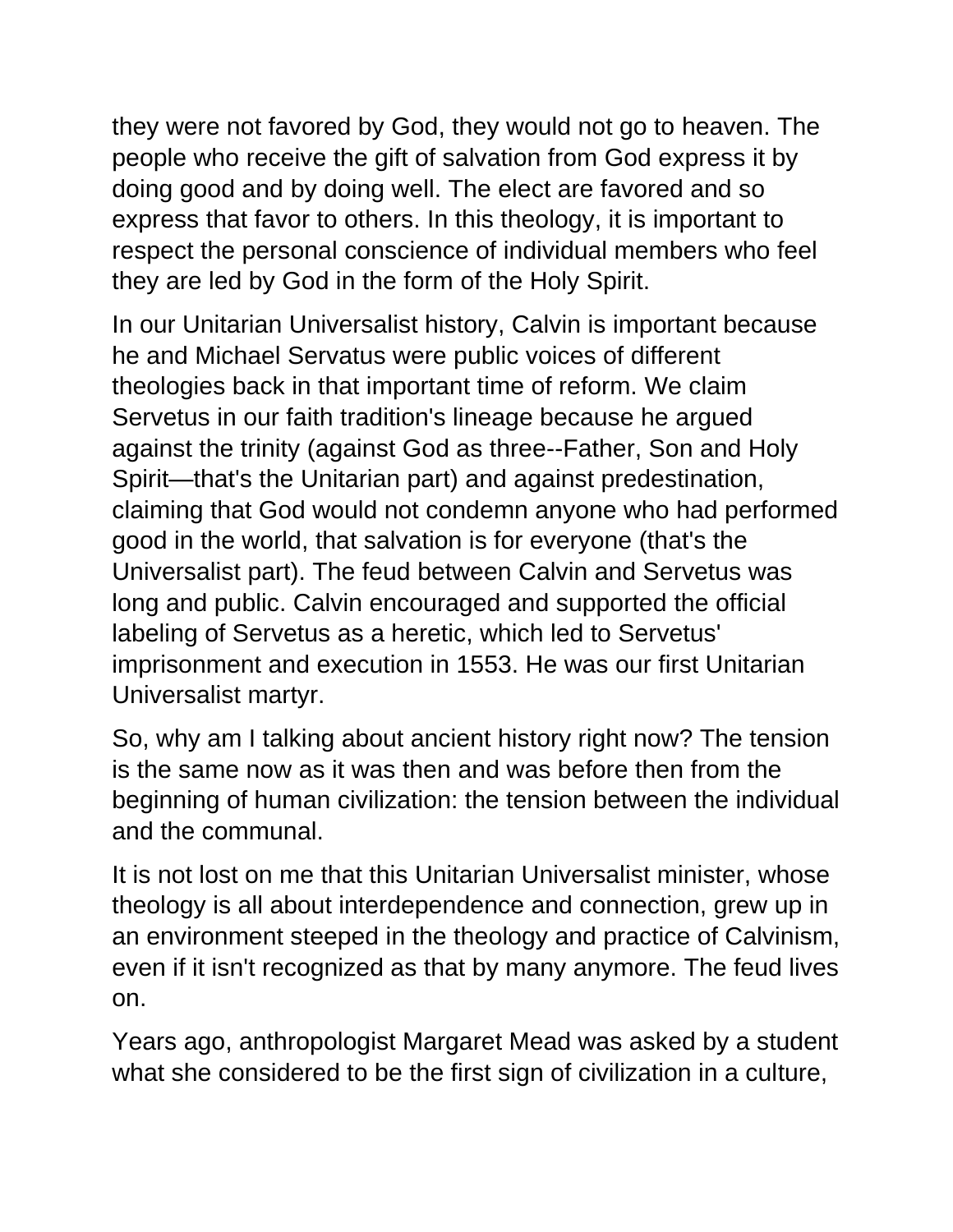they were not favored by God, they would not go to heaven. The people who receive the gift of salvation from God express it by doing good and by doing well. The elect are favored and so express that favor to others. In this theology, it is important to respect the personal conscience of individual members who feel they are led by God in the form of the Holy Spirit.

In our Unitarian Universalist history, Calvin is important because he and Michael Servatus were public voices of different theologies back in that important time of reform. We claim Servetus in our faith tradition's lineage because he argued against the trinity (against God as three--Father, Son and Holy Spirit—that's the Unitarian part) and against predestination, claiming that God would not condemn anyone who had performed good in the world, that salvation is for everyone (that's the Universalist part). The feud between Calvin and Servetus was long and public. Calvin encouraged and supported the official labeling of Servetus as a heretic, which led to Servetus' imprisonment and execution in 1553. He was our first Unitarian Universalist martyr.

So, why am I talking about ancient history right now? The tension is the same now as it was then and was before then from the beginning of human civilization: the tension between the individual and the communal.

It is not lost on me that this Unitarian Universalist minister, whose theology is all about interdependence and connection, grew up in an environment steeped in the theology and practice of Calvinism, even if it isn't recognized as that by many anymore. The feud lives on.

Years ago, anthropologist Margaret Mead was asked by a student what she considered to be the first sign of civilization in a culture,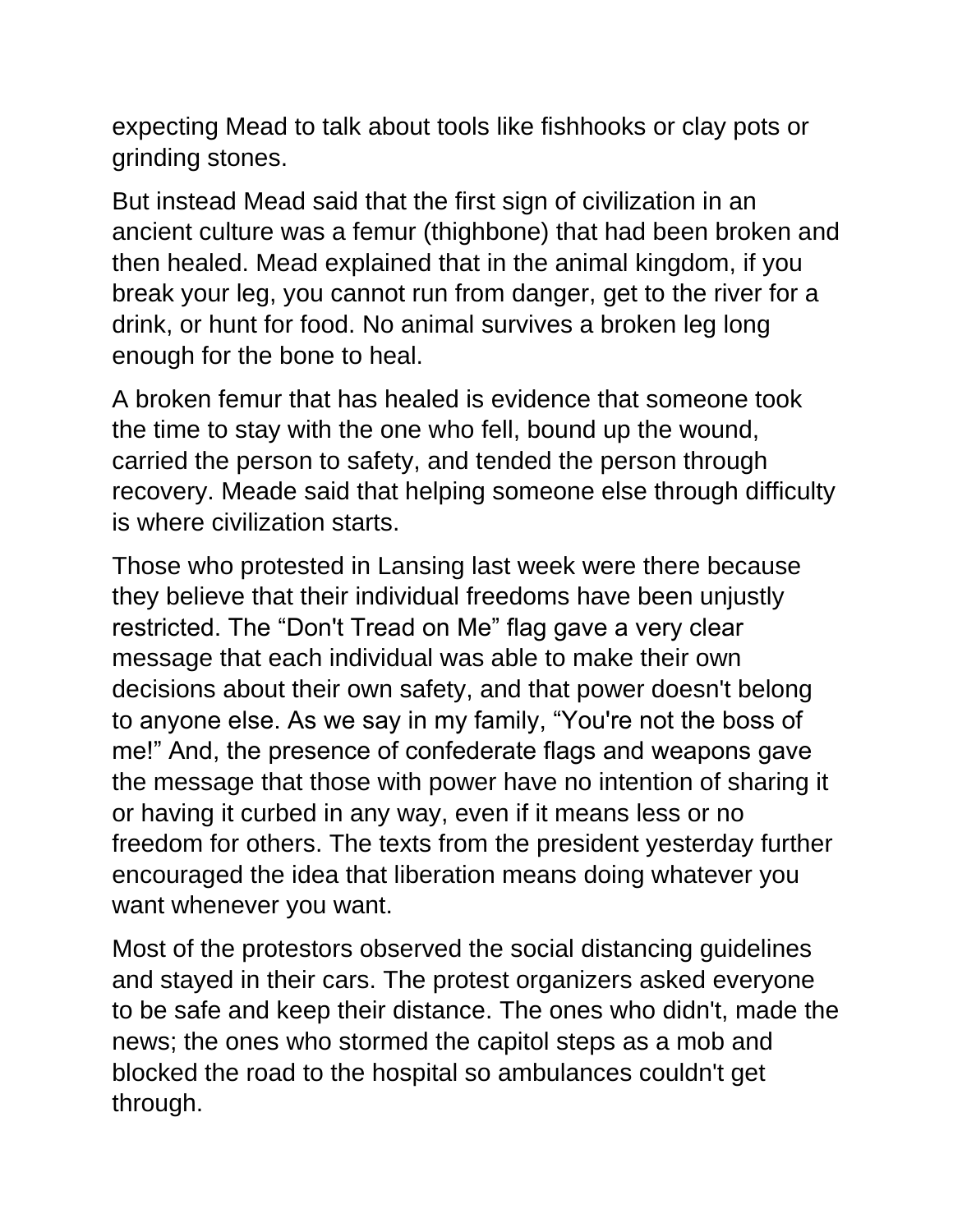expecting Mead to talk about tools like fishhooks or clay pots or grinding stones.

But instead Mead said that the first sign of civilization in an ancient culture was a femur (thighbone) that had been broken and then healed. Mead explained that in the animal kingdom, if you break your leg, you cannot run from danger, get to the river for a drink, or hunt for food. No animal survives a broken leg long enough for the bone to heal.

A broken femur that has healed is evidence that someone took the time to stay with the one who fell, bound up the wound, carried the person to safety, and tended the person through recovery. Meade said that helping someone else through difficulty is where civilization starts.

Those who protested in Lansing last week were there because they believe that their individual freedoms have been unjustly restricted. The "Don't Tread on Me" flag gave a very clear message that each individual was able to make their own decisions about their own safety, and that power doesn't belong to anyone else. As we say in my family, "You're not the boss of me!" And, the presence of confederate flags and weapons gave the message that those with power have no intention of sharing it or having it curbed in any way, even if it means less or no freedom for others. The texts from the president yesterday further encouraged the idea that liberation means doing whatever you want whenever you want.

Most of the protestors observed the social distancing guidelines and stayed in their cars. The protest organizers asked everyone to be safe and keep their distance. The ones who didn't, made the news; the ones who stormed the capitol steps as a mob and blocked the road to the hospital so ambulances couldn't get through.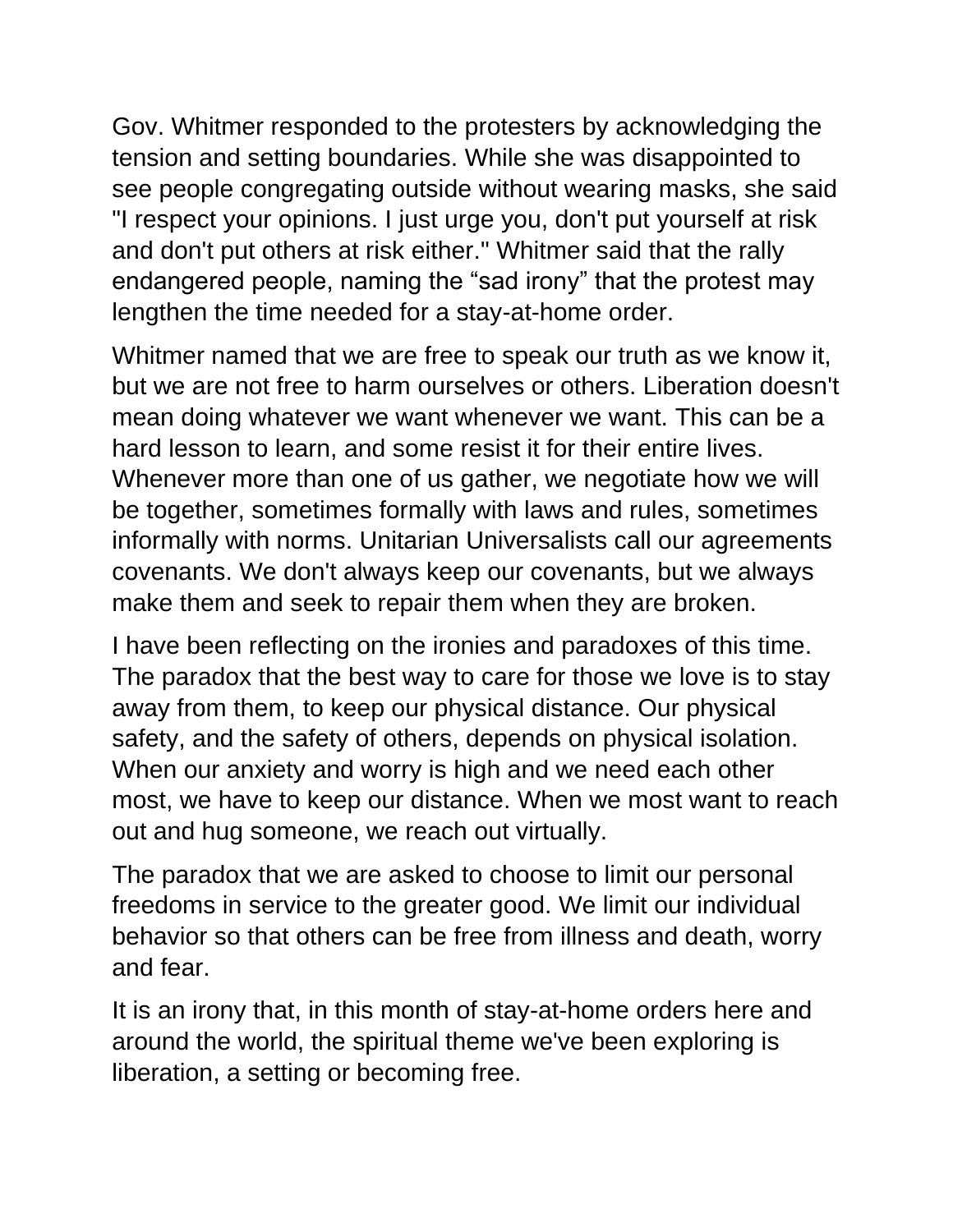Gov. Whitmer responded to the protesters by acknowledging the tension and setting boundaries. While she was disappointed to see people congregating outside without wearing masks, she said "I respect your opinions. I just urge you, don't put yourself at risk and don't put others at risk either." Whitmer said that the rally endangered people, naming the “sad irony” that the protest may lengthen the time needed for a stay-at-home order.

Whitmer named that we are free to speak our truth as we know it, but we are not free to harm ourselves or others. Liberation doesn't mean doing whatever we want whenever we want. This can be a hard lesson to learn, and some resist it for their entire lives. Whenever more than one of us gather, we negotiate how we will be together, sometimes formally with laws and rules, sometimes informally with norms. Unitarian Universalists call our agreements covenants. We don't always keep our covenants, but we always make them and seek to repair them when they are broken.

I have been reflecting on the ironies and paradoxes of this time. The paradox that the best way to care for those we love is to stay away from them, to keep our physical distance. Our physical safety, and the safety of others, depends on physical isolation. When our anxiety and worry is high and we need each other most, we have to keep our distance. When we most want to reach out and hug someone, we reach out virtually.

The paradox that we are asked to choose to limit our personal freedoms in service to the greater good. We limit our individual behavior so that others can be free from illness and death, worry and fear.

It is an irony that, in this month of stay-at-home orders here and around the world, the spiritual theme we've been exploring is liberation, a setting or becoming free.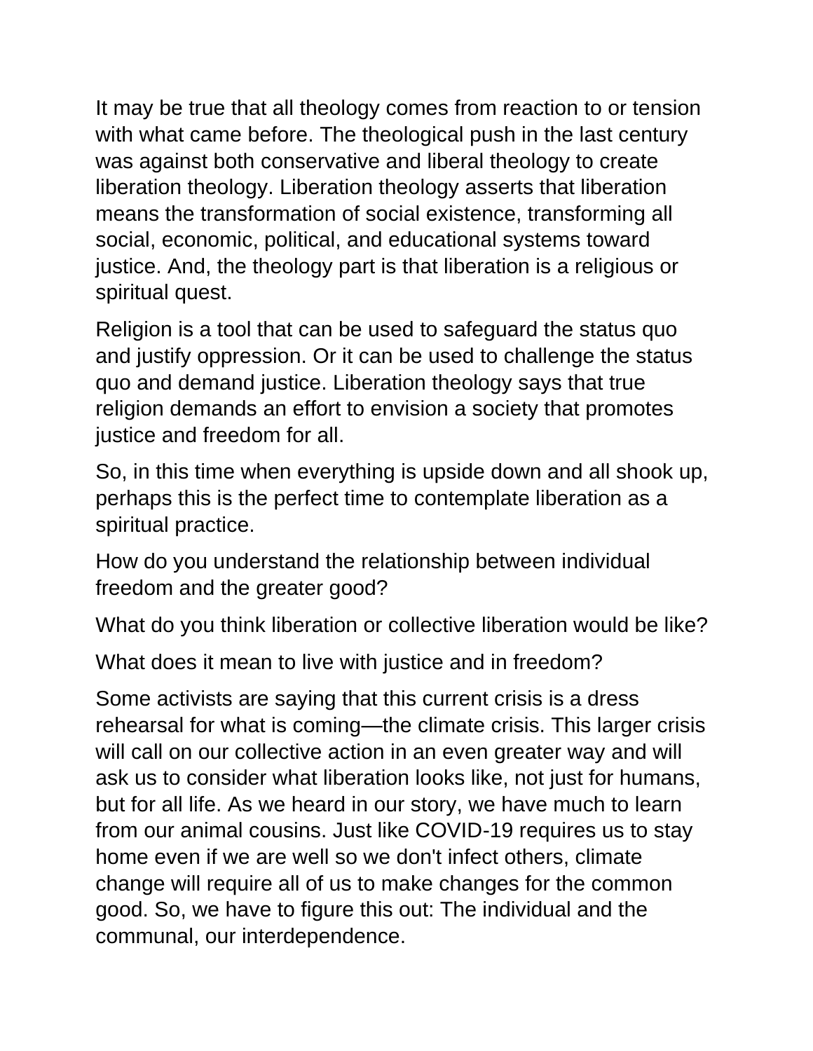It may be true that all theology comes from reaction to or tension with what came before. The theological push in the last century was against both conservative and liberal theology to create liberation theology. Liberation theology asserts that liberation means the transformation of social existence, transforming all social, economic, political, and educational systems toward justice. And, the theology part is that liberation is a religious or spiritual quest.

Religion is a tool that can be used to safeguard the status quo and justify oppression. Or it can be used to challenge the status quo and demand justice. Liberation theology says that true religion demands an effort to envision a society that promotes justice and freedom for all.

So, in this time when everything is upside down and all shook up, perhaps this is the perfect time to contemplate liberation as a spiritual practice.

How do you understand the relationship between individual freedom and the greater good?

What do you think liberation or collective liberation would be like?

What does it mean to live with justice and in freedom?

Some activists are saying that this current crisis is a dress rehearsal for what is coming—the climate crisis. This larger crisis will call on our collective action in an even greater way and will ask us to consider what liberation looks like, not just for humans, but for all life. As we heard in our story, we have much to learn from our animal cousins. Just like COVID-19 requires us to stay home even if we are well so we don't infect others, climate change will require all of us to make changes for the common good. So, we have to figure this out: The individual and the communal, our interdependence.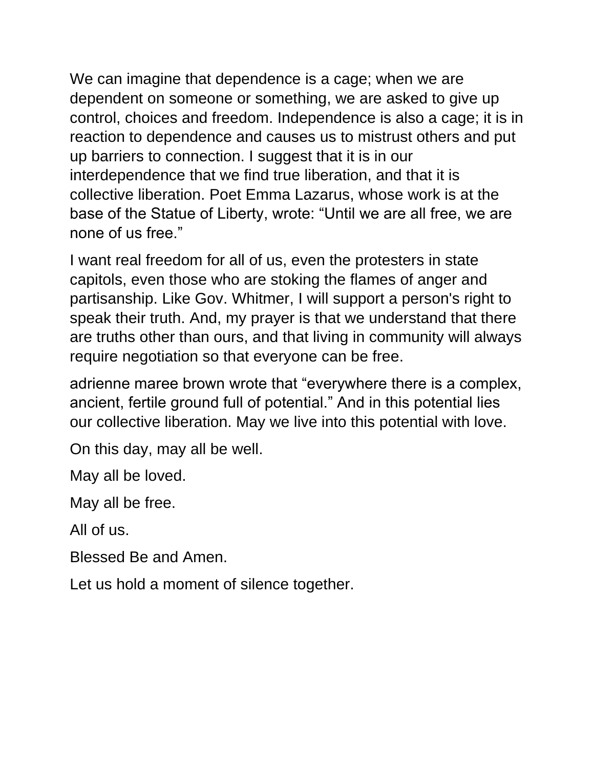We can imagine that dependence is a cage; when we are dependent on someone or something, we are asked to give up control, choices and freedom. Independence is also a cage; it is in reaction to dependence and causes us to mistrust others and put up barriers to connection. I suggest that it is in our interdependence that we find true liberation, and that it is collective liberation. Poet Emma Lazarus, whose work is at the base of the Statue of Liberty, wrote: “Until we are all free, we are none of us free.”

I want real freedom for all of us, even the protesters in state capitols, even those who are stoking the flames of anger and partisanship. Like Gov. Whitmer, I will support a person's right to speak their truth. And, my prayer is that we understand that there are truths other than ours, and that living in community will always require negotiation so that everyone can be free.

adrienne maree brown wrote that “everywhere there is a complex, ancient, fertile ground full of potential.” And in this potential lies our collective liberation. May we live into this potential with love.

On this day, may all be well.

May all be loved.

May all be free.

All of us.

Blessed Be and Amen.

Let us hold a moment of silence together.